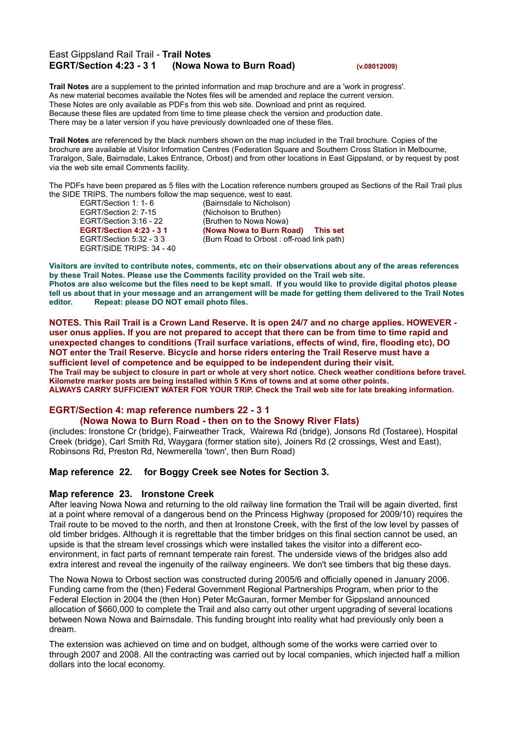# East Gippsland Rail Trail - **Trail Notes**

## EGRT/Section 4:23 - 3 1 (Nowa Nowa to Burn Road) (v.08012009)

**Trail Notes** are a supplement to the printed information and map brochure and are a 'work in progress'. As new material becomes available the Notes files will be amended and replace the current version. These Notes are only available as PDFs from this web site. Download and print as required. Because these files are updated from time to time please check the version and production date. There may be a later version if you have previously downloaded one of these files.

**Trail Notes** are referenced by the black numbers shown on the map included in the Trail brochure. Copies of the brochure are available at Visitor Information Centres (Federation Square and Southern Cross Station in Melbourne, Traralgon, Sale, Bairnsdale, Lakes Entrance, Orbost) and from other locations in East Gippsland, or by request by post via the web site email Comments facility.

The PDFs have been prepared as 5 files with the Location reference numbers grouped as Sections of the Rail Trail plus the SIDE TRIPS. The numbers follow the map sequence, west to east.

- EGRT/Section 1: 1- 6 (Bairnsdale to Nicholson)
- EGRT/Section 2: 7-15 (Nicholson to Bruthen)
- EGRT/Section 3:16 - 22 (Bruthen to Nowa Nowa)
- **EGRT/Section 4:23 - 3 1 (Nowa Nowa to Burn Road) This set**
- EGRT/Section 5:32 - 3 3 (Burn Road to Orbost : off-road link path)
- EGRT/SIDE TRIPS: 34 - 40

**Visitors are invited to contribute notes, comments, etc on their observations about any of the areas references by these Trail Notes. Please use the Comments facility provided on the Trail web site.**
**Photos are also welcome but the files need to be kept small. If you would like to provide digital photos please tell us about that in your message and an arrangement will be made for getting them delivered to the Trail Notes editor. Repeat: please DO NOT email photo files.**

**NOTES. This Rail Trail is a Crown Land Reserve. It is open 24/7 and no charge applies. HOWEVER - user onus applies. If you are not prepared to accept that there can be from time to time rapid and unexpected changes to conditions (Trail surface variations, effects of wind, fire, flooding etc), DO NOT enter the Trail Reserve. Bicycle and horse riders entering the Trail Reserve must have a sufficient level of competence and be equipped to be independent during their visit.**
**The Trail may be subject to closure in part or whole at very short notice. Check weather conditions before travel. Kilometre marker posts are being installed within 5 Kms of towns and at some other points.**
**ALWAYS CARRY SUFFICIENT WATER FOR YOUR TRIP. Check the Trail web site for late breaking information.**

## EGRT/Section 4: map reference numbers 22 - 3 1
### (Nowa Nowa to Burn Road - then on to the Snowy River Flats)

(includes: Ironstone Cr (bridge), Fairweather Track, Wairewa Rd (bridge), Jonsons Rd (Tostaree), Hospital Creek (bridge), Carl Smith Rd, Waygara (former station site), Joiners Rd (2 crossings, West and East), Robinsons Rd, Preston Rd, Newmerella 'town', then Burn Road)

### Map reference 22. for Boggy Creek see Notes for Section 3.

### Map reference 23. Ironstone Creek

After leaving Nowa Nowa and returning to the old railway line formation the Trail will be again diverted, first at a point where removal of a dangerous bend on the Princess Highway (proposed for 2009/10) requires the Trail route to be moved to the north, and then at Ironstone Creek, with the first of the low level by passes of old timber bridges. Although it is regrettable that the timber bridges on this final section cannot be used, an upside is that the stream level crossings which were installed takes the visitor into a different eco-environment, in fact parts of remnant temperate rain forest. The underside views of the bridges also add extra interest and reveal the ingenuity of the railway engineers. We don't see timbers that big these days.

The Nowa Nowa to Orbost section was constructed during 2005/6 and officially opened in January 2006. Funding came from the (then) Federal Government Regional Partnerships Program, when prior to the Federal Election in 2004 the (then Hon) Peter McGauran, former Member for Gippsland announced allocation of $660,000 to complete the Trail and also carry out other urgent upgrading of several locations between Nowa Nowa and Bairnsdale. This funding brought into reality what had previously only been a dream.

The extension was achieved on time and on budget, although some of the works were carried over to through 2007 and 2008. All the contracting was carried out by local companies, which injected half a million dollars into the local economy.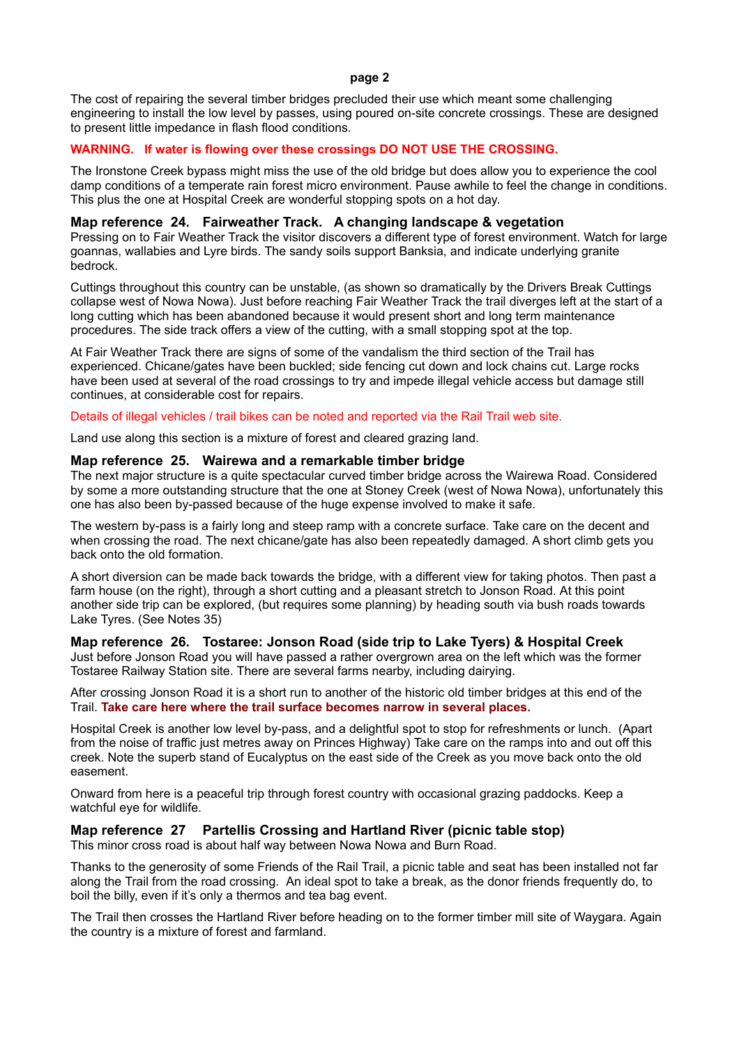The cost of repairing the several timber bridges precluded their use which meant some challenging engineering to install the low level by passes, using poured on-site concrete crossings. These are designed to present little impedance in flash flood conditions.

**WARNING. If water is flowing over these crossings DO NOT USE THE CROSSING.**

The Ironstone Creek bypass might miss the use of the old bridge but does allow you to experience the cool damp conditions of a temperate rain forest micro environment. Pause awhile to feel the change in conditions. This plus the one at Hospital Creek are wonderful stopping spots on a hot day.

### Map reference 24. Fairweather Track. A changing landscape & vegetation

Pressing on to Fair Weather Track the visitor discovers a different type of forest environment. Watch for large goannas, wallabies and Lyre birds. The sandy soils support Banksia, and indicate underlying granite bedrock.

Cuttings throughout this country can be unstable, (as shown so dramatically by the Drivers Break Cuttings collapse west of Nowa Nowa). Just before reaching Fair Weather Track the trail diverges left at the start of a long cutting which has been abandoned because it would present short and long term maintenance procedures. The side track offers a view of the cutting, with a small stopping spot at the top.

At Fair Weather Track there are signs of some of the vandalism the third section of the Trail has experienced. Chicane/gates have been buckled; side fencing cut down and lock chains cut. Large rocks have been used at several of the road crossings to try and impede illegal vehicle access but damage still continues, at considerable cost for repairs.

Details of illegal vehicles / trail bikes can be noted and reported via the Rail Trail web site.

Land use along this section is a mixture of forest and cleared grazing land.

### Map reference 25. Wairewa and a remarkable timber bridge

The next major structure is a quite spectacular curved timber bridge across the Wairewa Road. Considered by some a more outstanding structure that the one at Stoney Creek (west of Nowa Nowa), unfortunately this one has also been by-passed because of the huge expense involved to make it safe.

The western by-pass is a fairly long and steep ramp with a concrete surface. Take care on the decent and when crossing the road. The next chicane/gate has also been repeatedly damaged. A short climb gets you back onto the old formation.

A short diversion can be made back towards the bridge, with a different view for taking photos. Then past a farm house (on the right), through a short cutting and a pleasant stretch to Jonson Road. At this point another side trip can be explored, (but requires some planning) by heading south via bush roads towards Lake Tyres. (See Notes 35)

### Map reference 26. Tostaree: Jonson Road (side trip to Lake Tyers) & Hospital Creek

Just before Jonson Road you will have passed a rather overgrown area on the left which was the former Tostaree Railway Station site. There are several farms nearby, including dairying.

After crossing Jonson Road it is a short run to another of the historic old timber bridges at this end of the Trail. **Take care here where the trail surface becomes narrow in several places.**

Hospital Creek is another low level by-pass, and a delightful spot to stop for refreshments or lunch. (Apart from the noise of traffic just metres away on Princes Highway) Take care on the ramps into and out off this creek. Note the superb stand of Eucalyptus on the east side of the Creek as you move back onto the old easement.

Onward from here is a peaceful trip through forest country with occasional grazing paddocks. Keep a watchful eye for wildlife.

### Map reference 27 Partellis Crossing and Hartland River (picnic table stop)

This minor cross road is about half way between Nowa Nowa and Burn Road.

Thanks to the generosity of some Friends of the Rail Trail, a picnic table and seat has been installed not far along the Trail from the road crossing. An ideal spot to take a break, as the donor friends frequently do, to boil the billy, even if it's only a thermos and tea bag event.

The Trail then crosses the Hartland River before heading on to the former timber mill site of Waygara. Again the country is a mixture of forest and farmland.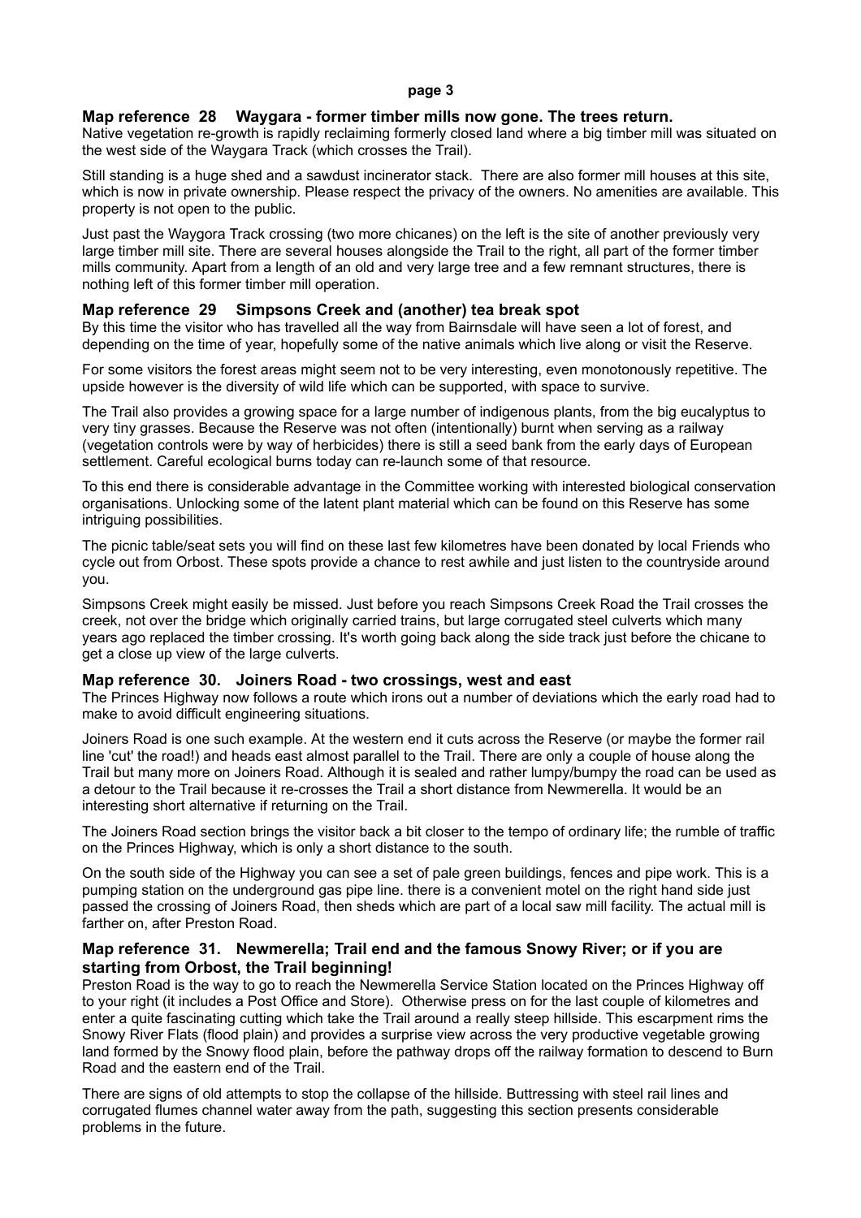### Map reference 28 Waygara - former timber mills now gone. The trees return.

Native vegetation re-growth is rapidly reclaiming formerly closed land where a big timber mill was situated on the west side of the Waygara Track (which crosses the Trail).

Still standing is a huge shed and a sawdust incinerator stack. There are also former mill houses at this site, which is now in private ownership. Please respect the privacy of the owners. No amenities are available. This property is not open to the public.

Just past the Waygora Track crossing (two more chicanes) on the left is the site of another previously very large timber mill site. There are several houses alongside the Trail to the right, all part of the former timber mills community. Apart from a length of an old and very large tree and a few remnant structures, there is nothing left of this former timber mill operation.

### Map reference 29 Simpsons Creek and (another) tea break spot

By this time the visitor who has travelled all the way from Bairnsdale will have seen a lot of forest, and depending on the time of year, hopefully some of the native animals which live along or visit the Reserve.

For some visitors the forest areas might seem not to be very interesting, even monotonously repetitive. The upside however is the diversity of wild life which can be supported, with space to survive.

The Trail also provides a growing space for a large number of indigenous plants, from the big eucalyptus to very tiny grasses. Because the Reserve was not often (intentionally) burnt when serving as a railway (vegetation controls were by way of herbicides) there is still a seed bank from the early days of European settlement. Careful ecological burns today can re-launch some of that resource.

To this end there is considerable advantage in the Committee working with interested biological conservation organisations. Unlocking some of the latent plant material which can be found on this Reserve has some intriguing possibilities.

The picnic table/seat sets you will find on these last few kilometres have been donated by local Friends who cycle out from Orbost. These spots provide a chance to rest awhile and just listen to the countryside around you.

Simpsons Creek might easily be missed. Just before you reach Simpsons Creek Road the Trail crosses the creek, not over the bridge which originally carried trains, but large corrugated steel culverts which many years ago replaced the timber crossing. It's worth going back along the side track just before the chicane to get a close up view of the large culverts.

### Map reference 30. Joiners Road - two crossings, west and east

The Princes Highway now follows a route which irons out a number of deviations which the early road had to make to avoid difficult engineering situations.

Joiners Road is one such example. At the western end it cuts across the Reserve (or maybe the former rail line 'cut' the road!) and heads east almost parallel to the Trail. There are only a couple of house along the Trail but many more on Joiners Road. Although it is sealed and rather lumpy/bumpy the road can be used as a detour to the Trail because it re-crosses the Trail a short distance from Newmerella. It would be an interesting short alternative if returning on the Trail.

The Joiners Road section brings the visitor back a bit closer to the tempo of ordinary life; the rumble of traffic on the Princes Highway, which is only a short distance to the south.

On the south side of the Highway you can see a set of pale green buildings, fences and pipe work. This is a pumping station on the underground gas pipe line. there is a convenient motel on the right hand side just passed the crossing of Joiners Road, then sheds which are part of a local saw mill facility. The actual mill is farther on, after Preston Road.

### Map reference 31. Newmerella; Trail end and the famous Snowy River; or if you are starting from Orbost, the Trail beginning!

Preston Road is the way to go to reach the Newmerella Service Station located on the Princes Highway off to your right (it includes a Post Office and Store). Otherwise press on for the last couple of kilometres and enter a quite fascinating cutting which take the Trail around a really steep hillside. This escarpment rims the Snowy River Flats (flood plain) and provides a surprise view across the very productive vegetable growing land formed by the Snowy flood plain, before the pathway drops off the railway formation to descend to Burn Road and the eastern end of the Trail.

There are signs of old attempts to stop the collapse of the hillside. Buttressing with steel rail lines and corrugated flumes channel water away from the path, suggesting this section presents considerable problems in the future.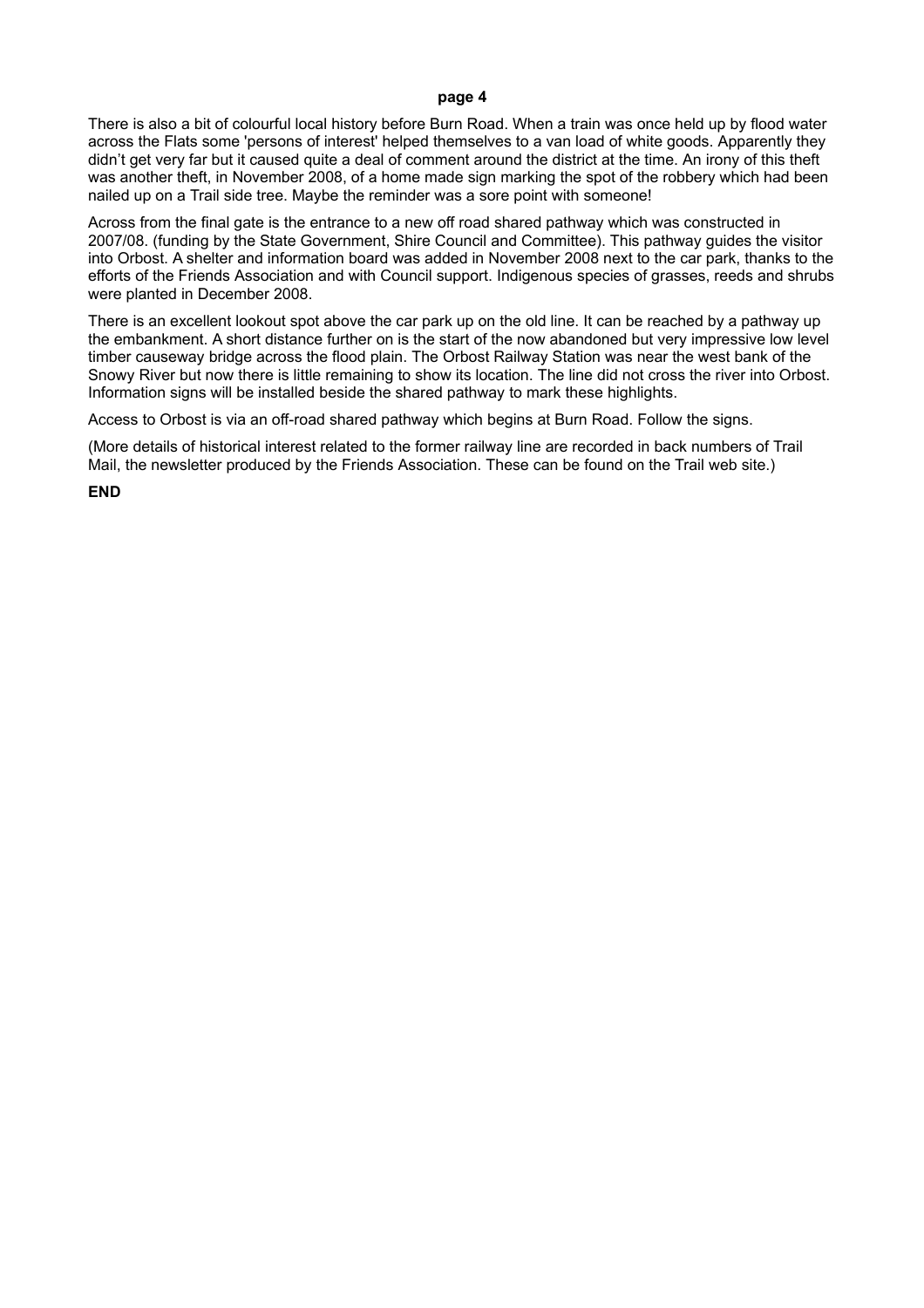There is also a bit of colourful local history before Burn Road. When a train was once held up by flood water across the Flats some 'persons of interest' helped themselves to a van load of white goods. Apparently they didn't get very far but it caused quite a deal of comment around the district at the time. An irony of this theft was another theft, in November 2008, of a home made sign marking the spot of the robbery which had been nailed up on a Trail side tree. Maybe the reminder was a sore point with someone!

Across from the final gate is the entrance to a new off road shared pathway which was constructed in 2007/08. (funding by the State Government, Shire Council and Committee). This pathway guides the visitor into Orbost. A shelter and information board was added in November 2008 next to the car park, thanks to the efforts of the Friends Association and with Council support. Indigenous species of grasses, reeds and shrubs were planted in December 2008.

There is an excellent lookout spot above the car park up on the old line. It can be reached by a pathway up the embankment. A short distance further on is the start of the now abandoned but very impressive low level timber causeway bridge across the flood plain. The Orbost Railway Station was near the west bank of the Snowy River but now there is little remaining to show its location. The line did not cross the river into Orbost. Information signs will be installed beside the shared pathway to mark these highlights.

Access to Orbost is via an off-road shared pathway which begins at Burn Road. Follow the signs.

(More details of historical interest related to the former railway line are recorded in back numbers of Trail Mail, the newsletter produced by the Friends Association. These can be found on the Trail web site.)

**END**